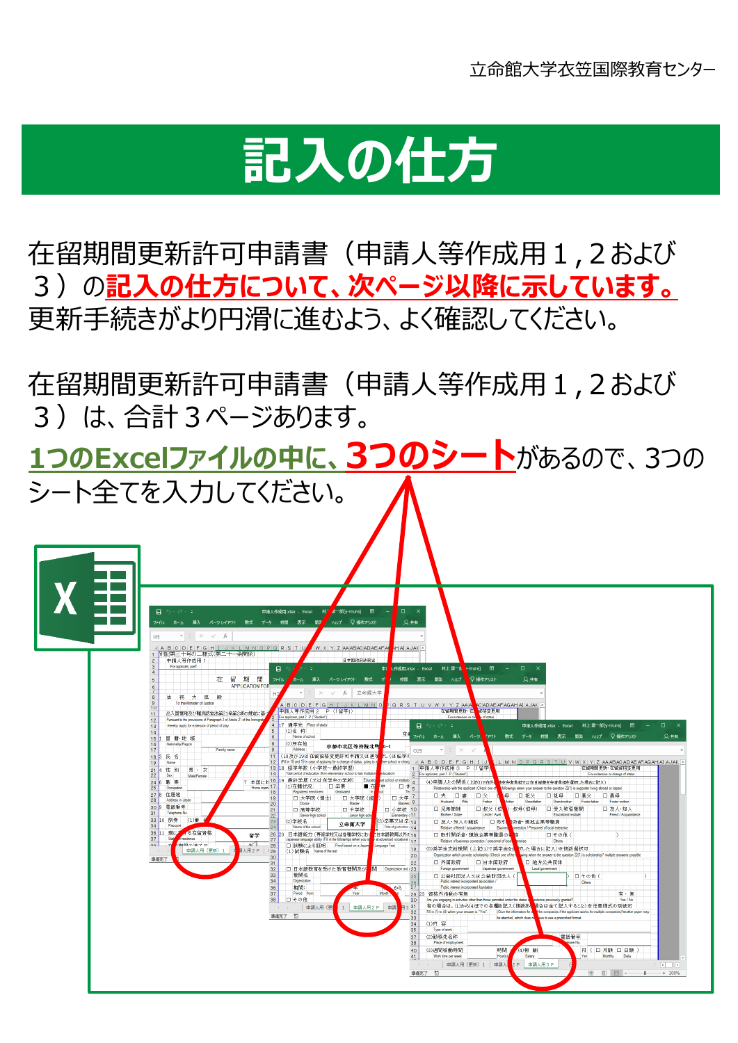立命館大学衣笠国際教育センター

# 記入の仕方

在留期間更新許可申請書（申請人等作成用１,２および３）の**記入の仕方について、次ページ以降に示しています。**
更新手続きがより円滑に進むよう、よく確認してください。

在留期間更新許可申請書（申請人等作成用１,２および３）は、合計３ページあります。
**1つのExcelファイルの中に、3つのシート**があるので、3つのシート全てを入力してください。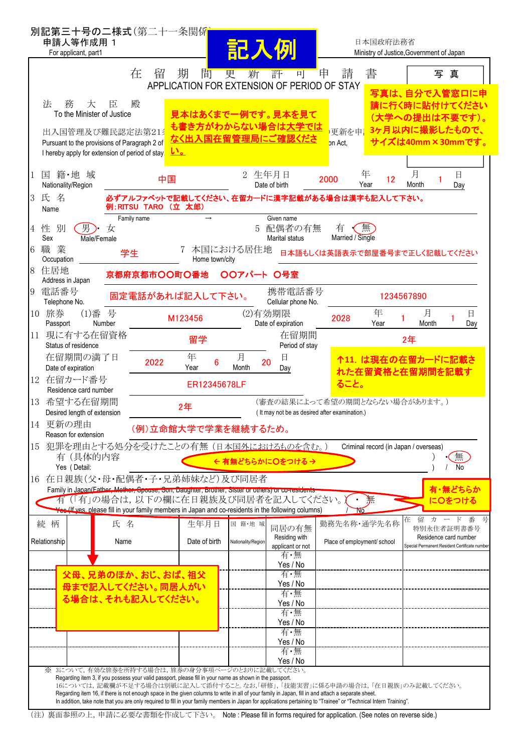別記第三十号の二様式（第二十一条関係）
申請人等作成用 1
For applicant, part1

**記入例**

日本国政府法務省
Ministry of Justice,Government of Japan

# 在 留 期 間 更 新 許 可 申 請 書
## APPLICATION FOR EXTENSION OF PERIOD OF STAY

写 真

写真は、自分で入管窓口に申請に行く時に貼付けてください（大学への提出は不要です）。3ヶ月以内に撮影したもので、サイズは40mm×30mmです。

法 務 大 臣 殿
To the Minister of Justice

見本はあくまで一例です。見本を見ても書き方がわからない場合は大学ではなく出入国在留管理局にご確認ください。

出入国管理及び難民認定法第21条…更新を申請します。
Pursuant to the provisions of Paragraph 2 of … on Act,
I hereby apply for extension of period of stay…

1 国 籍・地 域 Nationality/Region：中国
2 生年月日 Date of birth：2000 年 Year 12 月 Month 1 日 Day

3 氏 名 Name：必ずアルファベットで記載してください、在留カードに漢字記載がある場合は漢字も記入して下さい。
例：RITSU TARO （立 太郎）
Family name → Given name

4 性 別 Sex：（男）・ 女 Male/Female
5 配偶者の有無 Marital status：有 ・（無） Married / Single

6 職 業 Occupation：学生
7 本国における居住地 Home town/city：日本語もしくは英語表示で部屋番号まで正しく記載してください

8 住居地 Address in Japan：京都府京都市〇〇町〇番地 〇〇アパート 〇号室

9 電話番号 Telephone No.：固定電話があれば記入して下さい。
携帯電話番号 Cellular phone No.：1234567890

10 旅券 (1)番 号 Passport Number：M123456
(2)有効期限 Date of expiration：2028 年 Year 1 月 Month 1 日 Day

11 現に有する在留資格 Status of residence：留学
在留期間 Period of stay：2年
在留期間の満了日 Date of expiration：2022 年 Year 6 月 Month 20 日 Day

↑11. は現在の在留カードに記載された在留資格と在留期間を記載すること。

12 在留カード番号 Residence card number：ER12345678LF

13 希望する在留期間 Desired length of extension：2年
（審査の結果によって希望の期間とならない場合があります。）
( It may not be as desired after examination.)

14 更新の理由 Reason for extension：（例）立命館大学で学業を継続するため。

15 犯罪を理由とする処分を受けたことの有無（日本国外におけるものを含む。） Criminal record (in Japan / overseas)
有（具体的内容 Yes ( Detail: ← 有無どちらかに〇をつける → ） ・（無） / No

16 在日親族（父・母・配偶者・子・兄弟姉妹など）及び同居者
Family in Japan(Father, Mother, Spouse, Son, Daughter, Brother, Sister or others) or co-residents
有（「有」の場合は，以下の欄に在日親族及び同居者を記入してください。） ・ 無
Yes (If yes, please fill in your family members in Japan and co-residents in the following columns) / No

有・無どちらかに〇をつける

| 続 柄 Relationship | 氏 名 Name | 生年月日 Date of birth | 国 籍・地 域 Nationality/Region | 同居の有無 Residing with applicant or not | 勤務先名称・通学先名称 Place of employment/ school | 在 留 カ ー ド 番 号 特別永住者証明書番号 Residence card number Special Permanent Resident Certificate number |
|---|---|---|---|---|---|---|
| | | | | 有・無 Yes / No | | |
| | | | | 有・無 Yes / No | | |
| | | | | 有・無 Yes / No | | |
| | | | | 有・無 Yes / No | | |
| | | | | 有・無 Yes / No | | |
| | | | | 有・無 Yes / No | | |

父母、兄弟のほか、おじ、おば、祖父母まで記入してください。同居人がいる場合は、それも記入してください。

※ 3については，有効な旅券を所持する場合は，旅券の身分事項ページのとおりに記載してください。
Regarding item 3, if you possess your valid passport, please fill in your name as shown in the passport.
16については，記載欄が不足する場合は別紙に記入して添付すること。なお，「研修」，「技能実習」に係る申請の場合は，「在日親族」のみ記載してください。
Regarding item 16, if there is not enough space in the given columns to write in all of your family in Japan, fill in and attach a separate sheet.
In addition, take note that you are only required to fill in your family members in Japan for applications pertaining to "Trainee" or "Technical Intern Training".

（注）裏面参照の上，申請に必要な書類を作成して下さい。 Note : Please fill in forms required for application. (See notes on reverse side.)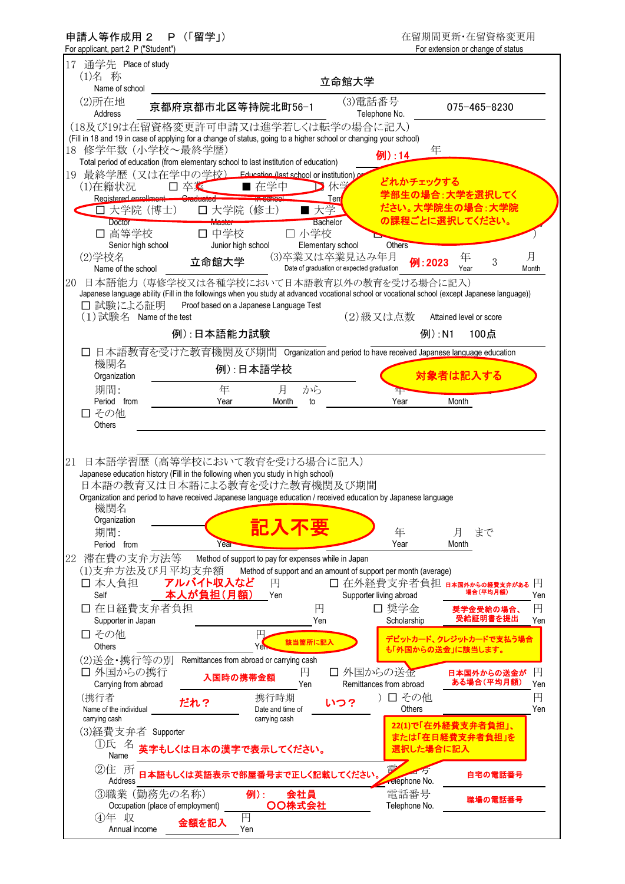申請人等作成用２　Ｐ（「留学」）
For applicant, part 2 P ("Student")

在留期間更新・在留資格変更用
For extension or change of status

17　通学先　Place of study

(1)名　称　Name of school：立命館大学

(2)所在地　Address：京都府京都市北区等持院北町56−1

(3)電話番号　Telephone No.：075−465−8230

（18及び19は在留資格変更許可申請又は進学若しくは転学の場合に記入）
(Fill in 18 and 19 in case of applying for a change of status, going to a higher school or changing your school)

18　修学年数（小学校～最終学歴）
Total period of education (from elementary school to last institution of education)
例）:14　年

19　最終学歴（又は在学中の学校）　Education (last school or institution) o...

(1)在籍状況　Registered enrollment
□ 卒業 Graduated　■ 在学中 In school　□ 休学 Tem...

□ 大学院（博士）Doctor　□ 大学院（修士）Master　■ 大学 Bachelor
□ 高等学校 Senior high school　□ 中学校 Junior high school　□ 小学校 Elementary school　□ Others

どれかチェックする
学部生の場合：大学を選択してください。大学院生の場合：大学院の課程ごとに選択してください。

(2)学校名　Name of the school：立命館大学

(3)卒業又は卒業見込み年月　Date of graduation or expected graduation：例:2023　年 Year　3　月 Month

20　日本語能力（専修学校又は各種学校において日本語教育以外の教育を受ける場合に記入）
Japanese language ability (Fill in the followings when you study at advanced vocational school or vocational school (except Japanese language))

□ 試験による証明　Proof based on a Japanese Language Test

(1)試験名　Name of the test：例）:日本語能力試験

(2)級又は点数　Attained level or score：例）:N1　100点

□ 日本語教育を受けた教育機関及び期間　Organization and period to have received Japanese language education

機関名 Organization：例）:日本語学校

対象者は記入する

期間: Period from　年 Year　月 Month　から to　年 Year　月 Month

□ その他 Others

21　日本語学習歴（高等学校において教育を受ける場合に記入）
Japanese education history (Fill in the following when you study in high school)

日本語の教育又は日本語による教育を受けた教育機関及び期間
Organization and period to have received Japanese language education / received education by Japanese language

機関名 Organization

期間: Period from　Year　年 Year　月 Month　まで

記入不要

22　滞在費の支弁方法等　Method of support to pay for expenses while in Japan

(1)支弁方法及び月平均支弁額　Method of support and an amount of support per month (average)

□ 本人負担 Self：アルバイト収入など 本人が負担（月額）　円 Yen

□ 在外経費支弁者負担 Supporter living abroad：日本国外からの経費支弁がある場合（平均月額）　円 Yen

□ 在日経費支弁者負担 Supporter in Japan　円 Yen

□ 奨学金 Scholarship：奨学金受給の場合、受給証明書を提出　円 Yen

□ その他 Others　円 Yen　該当箇所に記入

デビットカード、クレジットカードで支払う場合も「外国からの送金」に該当します。

(2)送金・携行等の別　Remittances from abroad or carrying cash

□ 外国からの携行 Carrying from abroad：入国時の携帯金額　円 Yen

□ 外国からの送金 Remittances from abroad：日本国外からの送金がある場合（平均月額）　円 Yen

（携行者 Name of the individual carrying cash：だれ？　携行時期 Date and time of carrying cash：いつ？）

□ その他 Others　円 Yen

(3)経費支弁者　Supporter

22(1)で「在外経費支弁者負担」、または「在日経費支弁者負担」を選択した場合に記入

①氏　名　Name：英字もしくは日本の漢字で表示してください。

②住　所　Address：日本語もしくは英語表示で部屋番号まで正しく記載してください。
電話番号 Telephone No.：自宅の電話番号

③職業（勤務先の名称）Occupation (place of employment)：例）:会社員　〇〇株式会社
電話番号 Telephone No.：職場の電話番号

④年　収　Annual income：金額を記入　円 Yen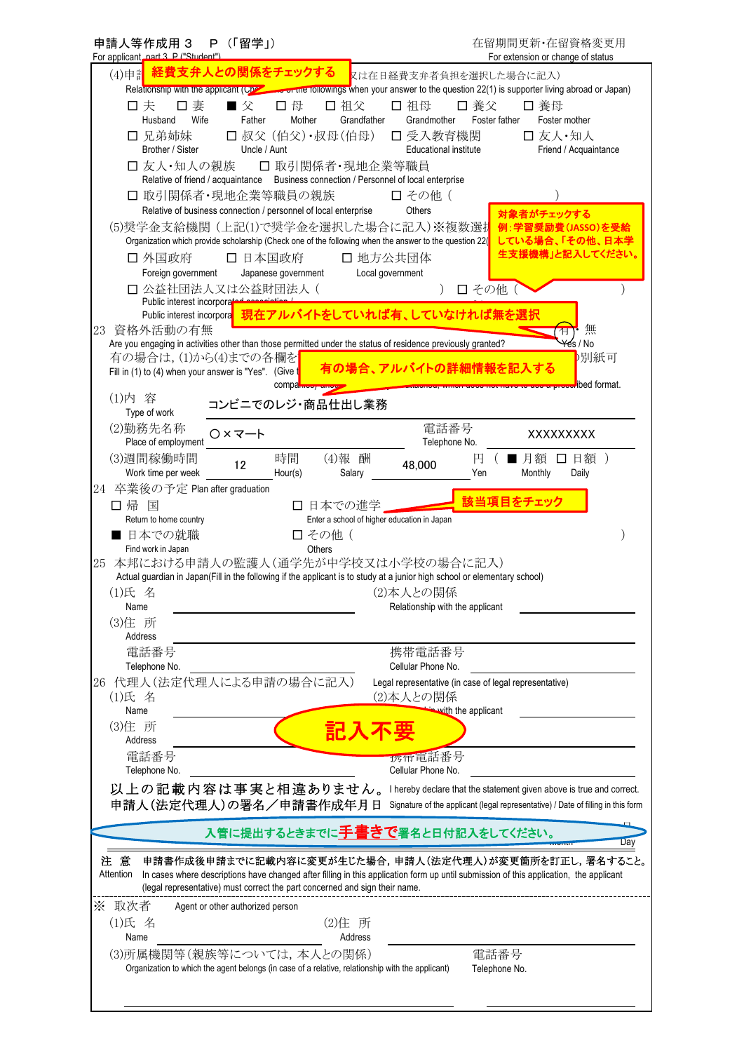申請人等作成用３　Ｐ（「留学」）
For applicant, part 3 P ("Student")

在留期間更新・在留資格変更用
For extension or change of status

**経費支弁者との関係をチェックする**

(4)申請人との関係（上記22(1)で在外経費支弁者負担又は在日経費支弁者負担を選択した場合に記入）
Relationship with the applicant (Check one of the followings when your answer to the question 22(1) is supporter living abroad or Japan)

□ 夫 Husband　□ 妻 Wife　■ 父 Father　□ 母 Mother　□ 祖父 Grandfather　□ 祖母 Grandmother　□ 養父 Foster father　□ 養母 Foster mother
□ 兄弟姉妹 Brother / Sister　□ 叔父（伯父）・叔母（伯母） Uncle / Aunt　□ 受入教育機関 Educational institute　□ 友人・知人 Friend / Acquaintance
□ 友人・知人の親族 Relative of friend / acquaintance　□ 取引関係者・現地企業等職員 Business connection / Personnel of local enterprise
□ 取引関係者・現地企業等職員の親族 Relative of business connection / personnel of local enterprise　□ その他（　　　） Others

(5)奨学金支給機関（上記(1)で奨学金を選択した場合に記入）※複数選択可
Organization which provide scholarship (Check one of the following when the answer to the question 22(1) ...)

□ 外国政府 Foreign government　□ 日本国政府 Japanese government　□ 地方公共団体 Local government
□ 公益社団法人又は公益財団法人（　　　）Public interest incorporated association / Public interest incorporated foundation　□ その他（　　　）

**対象者がチェックする 例：学習奨励費（JASSO）を受給している場合、「その他、日本学生支援機構」と記入してください。**

**現在アルバイトをしていれば有、していなければ無を選択**

23 資格外活動の有無　Are you engaging in activities other than those permitted under the status of residence previously granted?　(有)・無 Yes / No

有の場合は，(1)から(4)までの各欄を記入（...別紙可）
Fill in (1) to (4) when your answer is "Yes". (Give ... company, ... attached, which does not have to use a prescribed format.

**有の場合、アルバイトの詳細情報を記入する**

(1)内　容 Type of work：コンビニでのレジ・商品仕出し業務
(2)勤務先名称 Place of employment：〇×マート　　電話番号 Telephone No.：XXXXXXXXX
(3)週間稼働時間 Work time per week：12 時間 Hour(s)　(4)報　酬 Salary：48,000 円 Yen（■ 月額 Monthly　□ 日額 Daily）

24 卒業後の予定 Plan after graduation

**該当項目をチェック**

□ 帰　国 Return to home country　□ 日本での進学 Enter a school of higher education in Japan
■ 日本での就職 Find work in Japan　□ その他（　　　） Others

25 本邦における申請人の監護人（通学先が中学校又は小学校の場合に記入）
Actual guardian in Japan(Fill in the following if the applicant is to study at a junior high school or elementary school)

(1)氏　名 Name　(2)本人との関係 Relationship with the applicant
(3)住　所 Address
電話番号 Telephone No.　携帯電話番号 Cellular Phone No.

26 代理人（法定代理人による申請の場合に記入）Legal representative (in case of legal representative)

(1)氏　名 Name　(2)本人との関係 Relationship with the applicant
(3)住　所 Address
電話番号 Telephone No.　携帯電話番号 Cellular Phone No.

**記入不要**

以上の記載内容は事実と相違ありません。I hereby declare that the statement given above is true and correct.
申請人（法定代理人）の署名／申請書作成年月日 Signature of the applicant (legal representative) / Date of filling in this form

**入管に提出するときまでに<u>手書きで</u>署名と日付記入をしてください。**

年 Year　月 Month　日 Day

注　意　申請書作成後申請までに記載内容に変更が生じた場合，申請人（法定代理人）が変更箇所を訂正し，署名すること。
Attention　In cases where descriptions have changed after filling in this application form up until submission of this application, the applicant (legal representative) must correct the part concerned and sign their name.

※ 取次者 Agent or other authorized person

(1)氏　名 Name　(2)住　所 Address
(3)所属機関等（親族等については，本人との関係）Organization to which the agent belongs (in case of a relative, relationship with the applicant)　電話番号 Telephone No.